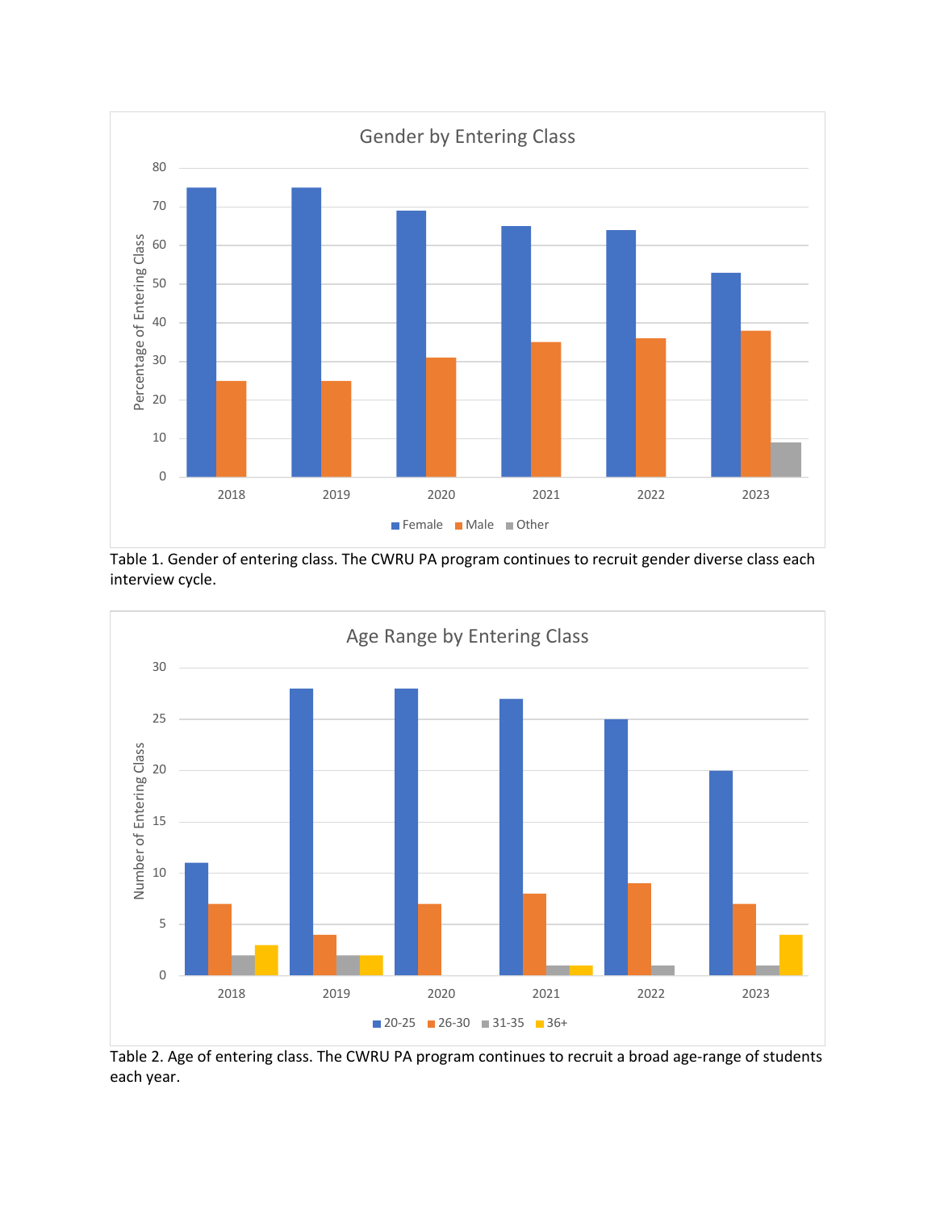Table 1. Gender of entering class. The CWRU PA program continues to recruit gender diverse class each interview cycle.

Table 2. Age of entering class. The CWRU PA program continues to recruit a broad age-range of students each year.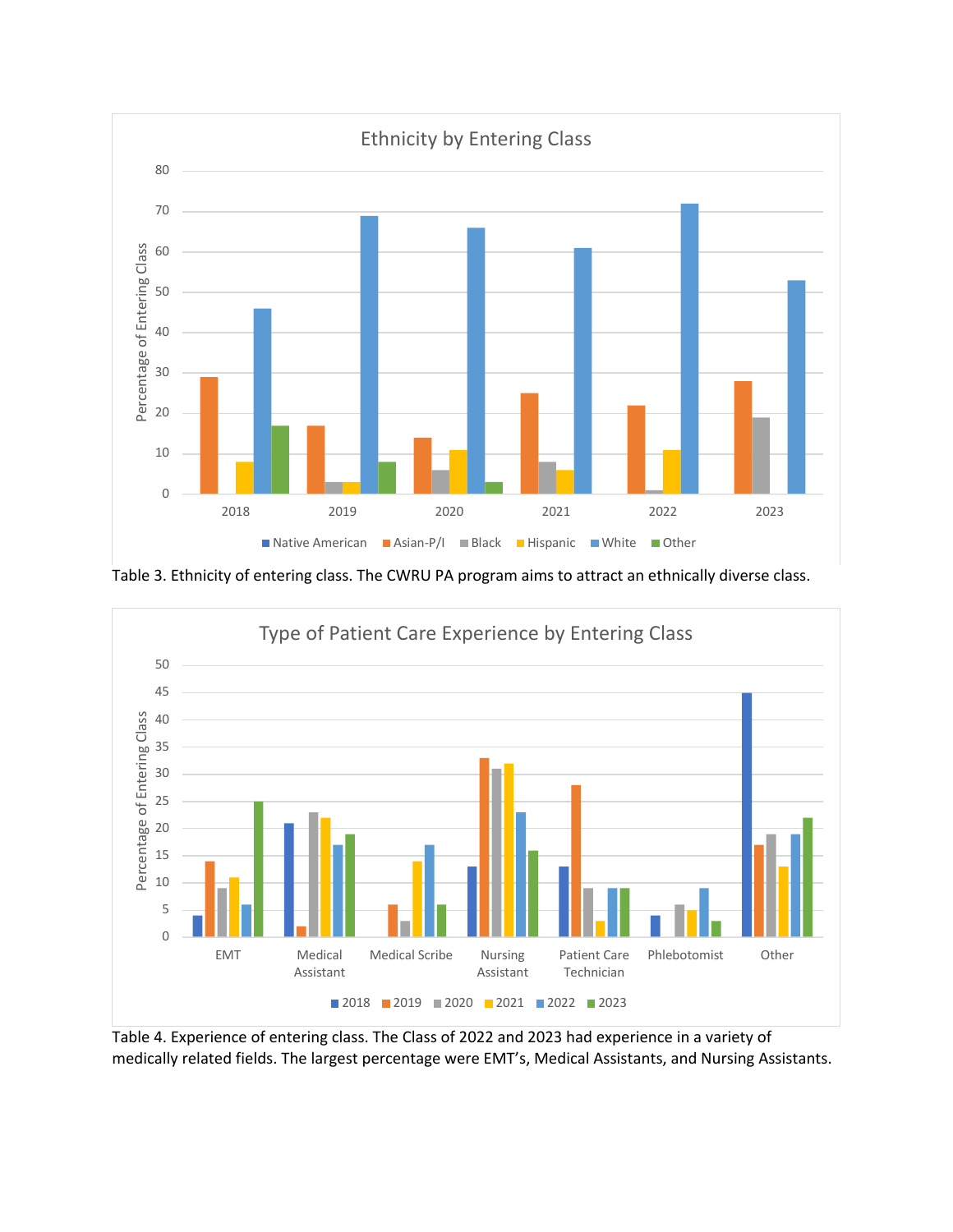**Ethnicity by Entering Class**

Table 3. Ethnicity of entering class. The CWRU PA program aims to attract an ethnically diverse class.

**Type of Patient Care Experience by Entering Class**

Table 4. Experience of entering class. The Class of 2022 and 2023 had experience in a variety of medically related fields. The largest percentage were EMT's, Medical Assistants, and Nursing Assistants.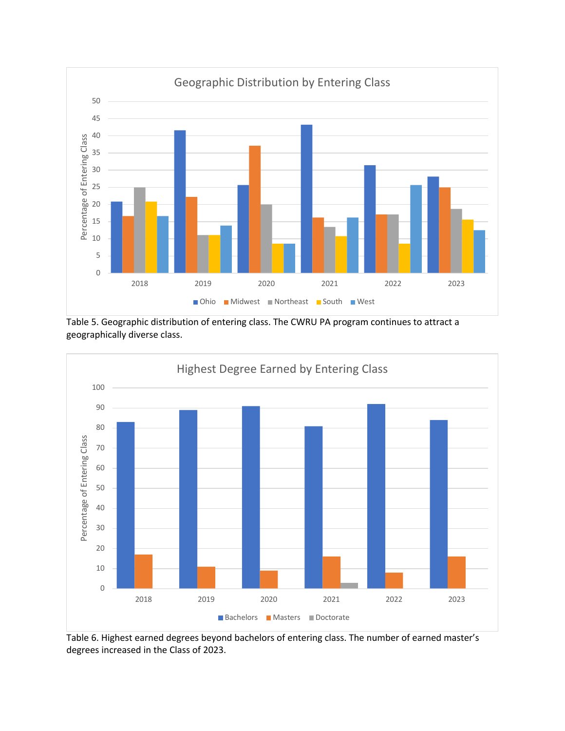Table 5. Geographic distribution of entering class. The CWRU PA program continues to attract a geographically diverse class.

Table 6. Highest earned degrees beyond bachelors of entering class. The number of earned master's degrees increased in the Class of 2023.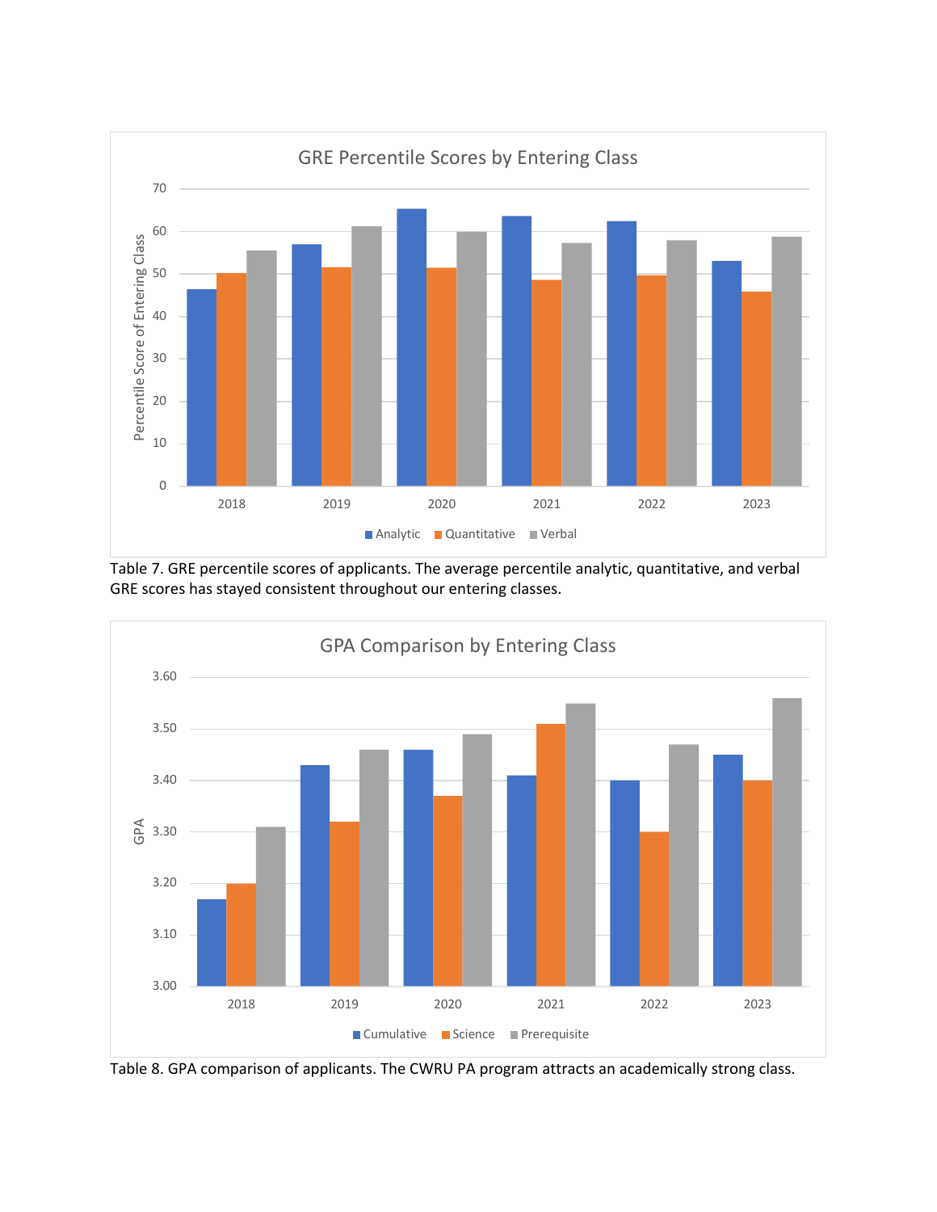Table 7. GRE percentile scores of applicants. The average percentile analytic, quantitative, and verbal GRE scores has stayed consistent throughout our entering classes.

Table 8. GPA comparison of applicants. The CWRU PA program attracts an academically strong class.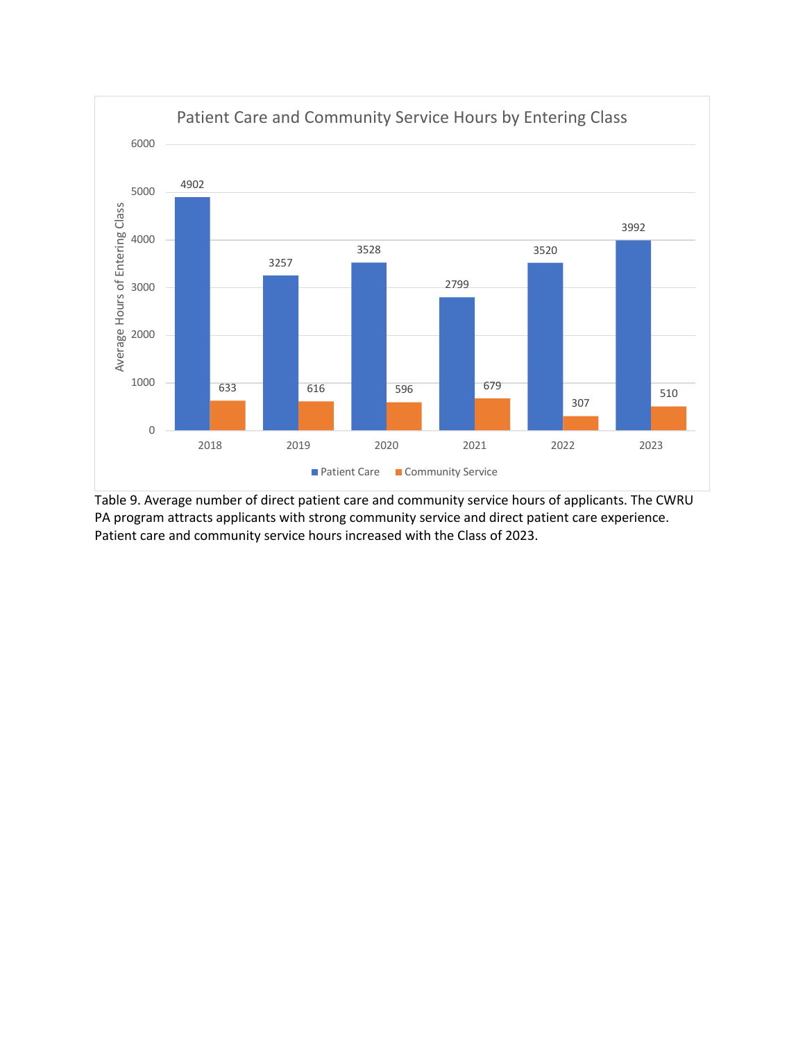Patient Care and Community Service Hours by Entering Class

Average Hours of Entering Class

6000
5000
4000
3000
2000
1000
0

4902
633
3257
616
3528
596
2799
679
3520
307
3992
510

2018
2019
2020
2021
2022
2023

Patient Care
Community Service

Table 9. Average number of direct patient care and community service hours of applicants. The CWRU PA program attracts applicants with strong community service and direct patient care experience. Patient care and community service hours increased with the Class of 2023.